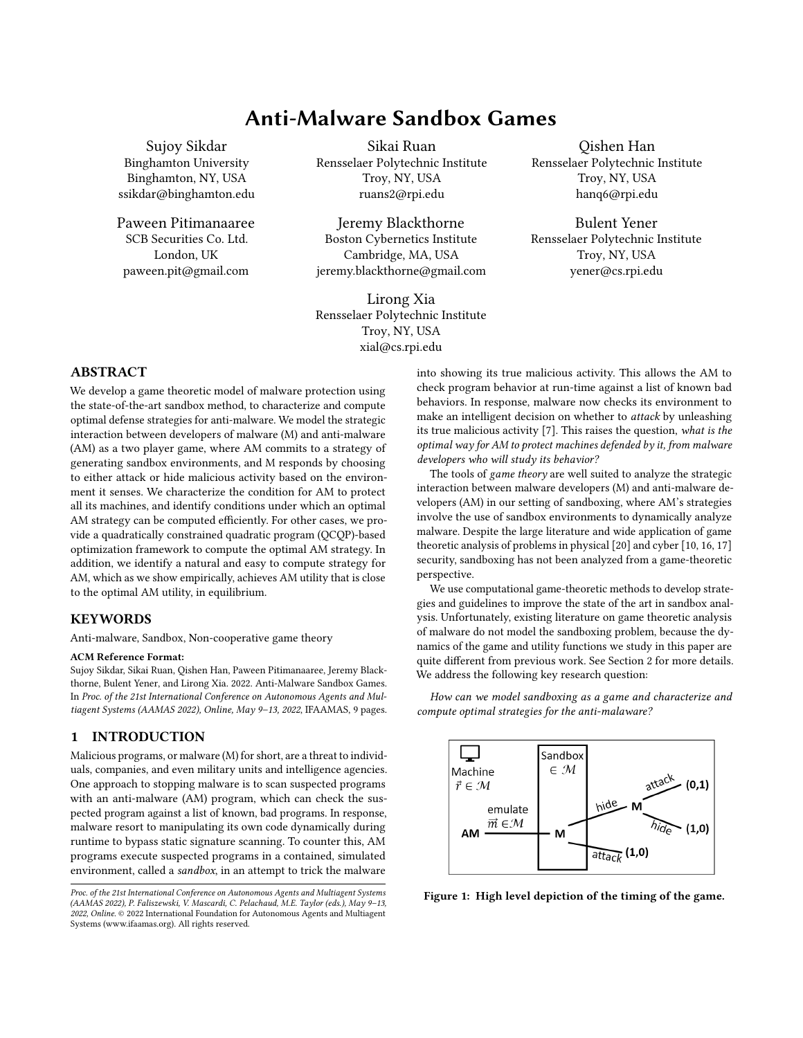# Anti-Malware Sandbox Games

Sujoy Sikdar
Binghamton University
Binghamton, NY, USA
ssikdar@binghamton.edu

Sikai Ruan
Rensselaer Polytechnic Institute
Troy, NY, USA
ruans2@rpi.edu

Qishen Han
Rensselaer Polytechnic Institute
Troy, NY, USA
hanq6@rpi.edu

Paween Pitimanaaree
SCB Securities Co. Ltd.
London, UK
paween.pit@gmail.com

Jeremy Blackthorne
Boston Cybernetics Institute
Cambridge, MA, USA
jeremy.blackthorne@gmail.com

Bulent Yener
Rensselaer Polytechnic Institute
Troy, NY, USA
yener@cs.rpi.edu

Lirong Xia
Rensselaer Polytechnic Institute
Troy, NY, USA
xial@cs.rpi.edu

## ABSTRACT

We develop a game theoretic model of malware protection using the state-of-the-art sandbox method, to characterize and compute optimal defense strategies for anti-malware. We model the strategic interaction between developers of malware (M) and anti-malware (AM) as a two player game, where AM commits to a strategy of generating sandbox environments, and M responds by choosing to either attack or hide malicious activity based on the environment it senses. We characterize the condition for AM to protect all its machines, and identify conditions under which an optimal AM strategy can be computed efficiently. For other cases, we provide a quadratically constrained quadratic program (QCQP)-based optimization framework to compute the optimal AM strategy. In addition, we identify a natural and easy to compute strategy for AM, which as we show empirically, achieves AM utility that is close to the optimal AM utility, in equilibrium.

## KEYWORDS

Anti-malware, Sandbox, Non-cooperative game theory

**ACM Reference Format:**
Sujoy Sikdar, Sikai Ruan, Qishen Han, Paween Pitimanaaree, Jeremy Blackthorne, Bulent Yener, and Lirong Xia. 2022. Anti-Malware Sandbox Games. In *Proc. of the 21st International Conference on Autonomous Agents and Multiagent Systems (AAMAS 2022), Online, May 9–13, 2022*, IFAAMAS, 9 pages.

## 1 INTRODUCTION

Malicious programs, or malware (M) for short, are a threat to individuals, companies, and even military units and intelligence agencies. One approach to stopping malware is to scan suspected programs with an anti-malware (AM) program, which can check the suspected program against a list of known, bad programs. In response, malware resort to manipulating its own code dynamically during runtime to bypass static signature scanning. To counter this, AM programs execute suspected programs in a contained, simulated environment, called a *sandbox*, in an attempt to trick the malware into showing its true malicious activity. This allows the AM to check program behavior at run-time against a list of known bad behaviors. In response, malware now checks its environment to make an intelligent decision on whether to *attack* by unleashing its true malicious activity [7]. This raises the question, *what is the optimal way for AM to protect machines defended by it, from malware developers who will study its behavior?*

The tools of *game theory* are well suited to analyze the strategic interaction between malware developers (M) and anti-malware developers (AM) in our setting of sandboxing, where AM's strategies involve the use of sandbox environments to dynamically analyze malware. Despite the large literature and wide application of game theoretic analysis of problems in physical [20] and cyber [10, 16, 17] security, sandboxing has not been analyzed from a game-theoretic perspective.

We use computational game-theoretic methods to develop strategies and guidelines to improve the state of the art in sandbox analysis. Unfortunately, existing literature on game theoretic analysis of malware do not model the sandboxing problem, because the dynamics of the game and utility functions we study in this paper are quite different from previous work. See Section 2 for more details. We address the following key research question:

*How can we model sandboxing as a game and characterize and compute optimal strategies for the anti-malware?*

Machine
$\vec{r} \in \mathcal{M}$
Sandbox
$\in \mathcal{M}$
emulate
$\vec{m} \in \mathcal{M}$
AM
M
hide
attack
M
attack
hide
(0,1)
(1,0)
(1,0)

**Figure 1: High level depiction of the timing of the game.**

*Proc. of the 21st International Conference on Autonomous Agents and Multiagent Systems (AAMAS 2022), P. Faliszewski, V. Mascardi, C. Pelachaud, M.E. Taylor (eds.), May 9–13, 2022, Online.* © 2022 International Foundation for Autonomous Agents and Multiagent Systems (www.ifaamas.org). All rights reserved.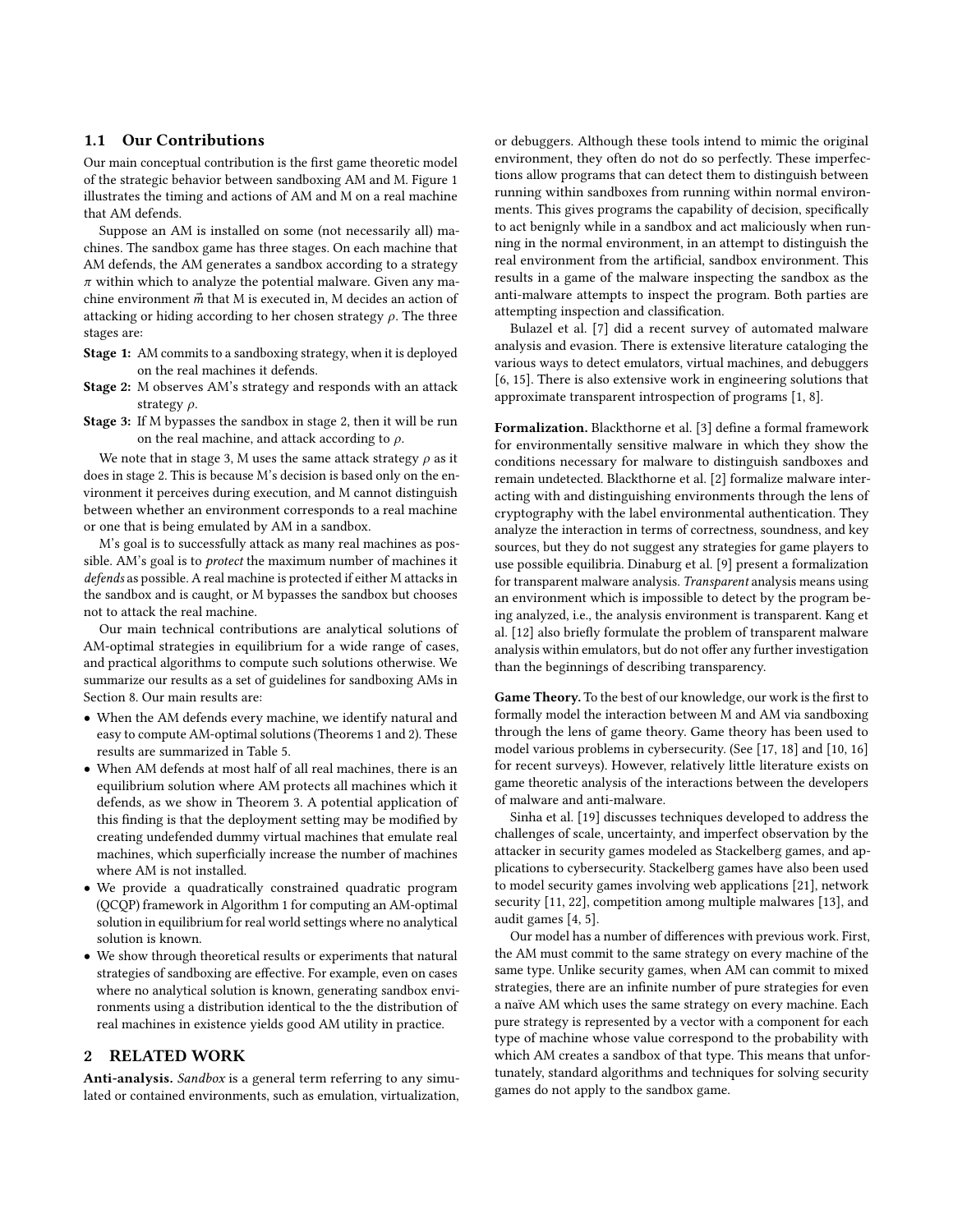### 1.1 Our Contributions

Our main conceptual contribution is the first game theoretic model of the strategic behavior between sandboxing AM and M. Figure 1 illustrates the timing and actions of AM and M on a real machine that AM defends.

Suppose an AM is installed on some (not necessarily all) machines. The sandbox game has three stages. On each machine that AM defends, the AM generates a sandbox according to a strategy $\pi$ within which to analyze the potential malware. Given any machine environment $\vec{m}$ that M is executed in, M decides an action of attacking or hiding according to her chosen strategy $\rho$. The three stages are:

**Stage 1:** AM commits to a sandboxing strategy, when it is deployed on the real machines it defends.

**Stage 2:** M observes AM's strategy and responds with an attack strategy $\rho$.

**Stage 3:** If M bypasses the sandbox in stage 2, then it will be run on the real machine, and attack according to $\rho$.

We note that in stage 3, M uses the same attack strategy $\rho$ as it does in stage 2. This is because M's decision is based only on the environment it perceives during execution, and M cannot distinguish between whether an environment corresponds to a real machine or one that is being emulated by AM in a sandbox.

M's goal is to successfully attack as many real machines as possible. AM's goal is to *protect* the maximum number of machines it *defends* as possible. A real machine is protected if either M attacks in the sandbox and is caught, or M bypasses the sandbox but chooses not to attack the real machine.

Our main technical contributions are analytical solutions of AM-optimal strategies in equilibrium for a wide range of cases, and practical algorithms to compute such solutions otherwise. We summarize our results as a set of guidelines for sandboxing AMs in Section 8. Our main results are:

- When the AM defends every machine, we identify natural and easy to compute AM-optimal solutions (Theorems 1 and 2). These results are summarized in Table 5.
- When AM defends at most half of all real machines, there is an equilibrium solution where AM protects all machines which it defends, as we show in Theorem 3. A potential application of this finding is that the deployment setting may be modified by creating undefended dummy virtual machines that emulate real machines, which superficially increase the number of machines where AM is not installed.
- We provide a quadratically constrained quadratic program (QCQP) framework in Algorithm 1 for computing an AM-optimal solution in equilibrium for real world settings where no analytical solution is known.
- We show through theoretical results or experiments that natural strategies of sandboxing are effective. For example, even on cases where no analytical solution is known, generating sandbox environments using a distribution identical to the the distribution of real machines in existence yields good AM utility in practice.

## 2 RELATED WORK

**Anti-analysis.** *Sandbox* is a general term referring to any simulated or contained environments, such as emulation, virtualization, or debuggers. Although these tools intend to mimic the original environment, they often do not do so perfectly. These imperfections allow programs that can detect them to distinguish between running within sandboxes from running within normal environments. This gives programs the capability of decision, specifically to act benignly while in a sandbox and act maliciously when running in the normal environment, in an attempt to distinguish the real environment from the artificial, sandbox environment. This results in a game of the malware inspecting the sandbox as the anti-malware attempts to inspect the program. Both parties are attempting inspection and classification.

Bulazel et al. [7] did a recent survey of automated malware analysis and evasion. There is extensive literature cataloging the various ways to detect emulators, virtual machines, and debuggers [6, 15]. There is also extensive work in engineering solutions that approximate transparent introspection of programs [1, 8].

**Formalization.** Blackthorne et al. [3] define a formal framework for environmentally sensitive malware in which they show the conditions necessary for malware to distinguish sandboxes and remain undetected. Blackthorne et al. [2] formalize malware interacting with and distinguishing environments through the lens of cryptography with the label environmental authentication. They analyze the interaction in terms of correctness, soundness, and key sources, but they do not suggest any strategies for game players to use possible equilibria. Dinaburg et al. [9] present a formalization for transparent malware analysis. *Transparent* analysis means using an environment which is impossible to detect by the program being analyzed, i.e., the analysis environment is transparent. Kang et al. [12] also briefly formulate the problem of transparent malware analysis within emulators, but do not offer any further investigation than the beginnings of describing transparency.

**Game Theory.** To the best of our knowledge, our work is the first to formally model the interaction between M and AM via sandboxing through the lens of game theory. Game theory has been used to model various problems in cybersecurity. (See [17, 18] and [10, 16] for recent surveys). However, relatively little literature exists on game theoretic analysis of the interactions between the developers of malware and anti-malware.

Sinha et al. [19] discusses techniques developed to address the challenges of scale, uncertainty, and imperfect observation by the attacker in security games modeled as Stackelberg games, and applications to cybersecurity. Stackelberg games have also been used to model security games involving web applications [21], network security [11, 22], competition among multiple malwares [13], and audit games [4, 5].

Our model has a number of differences with previous work. First, the AM must commit to the same strategy on every machine of the same type. Unlike security games, when AM can commit to mixed strategies, there are an infinite number of pure strategies for even a naïve AM which uses the same strategy on every machine. Each pure strategy is represented by a vector with a component for each type of machine whose value correspond to the probability with which AM creates a sandbox of that type. This means that unfortunately, standard algorithms and techniques for solving security games do not apply to the sandbox game.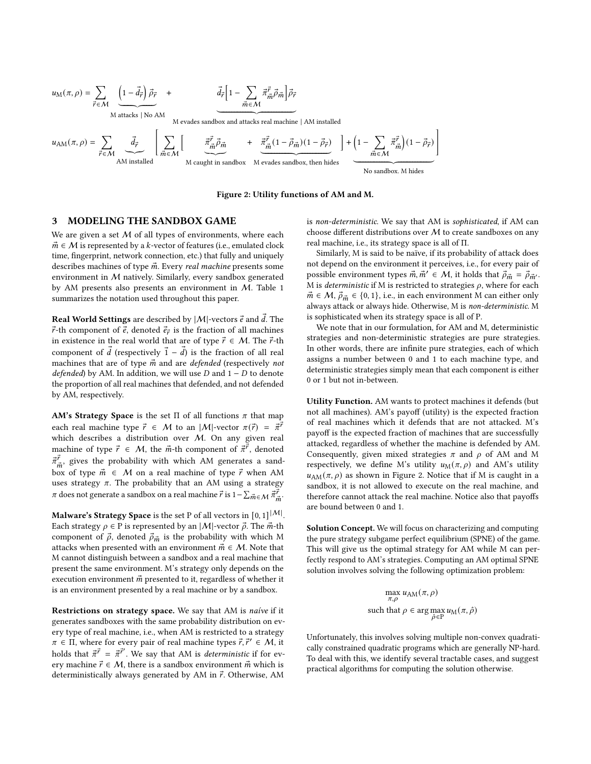$$u_{\mathrm{M}}(\pi,\rho) = \sum_{\vec{r}\in\mathcal{M}} \underbrace{\left(1-\vec{d}_{\vec{r}}\right)\vec{\rho}_{\vec{r}}}_{\text{M attacks | No AM}} + \underbrace{\vec{d}_{\vec{r}}\Big[1-\sum_{\vec{m}\in\mathcal{M}}\vec{\pi}^{\vec{r}}_{\vec{m}}\vec{\rho}_{\vec{m}}\Big]\vec{\rho}_{\vec{r}}}_{\text{M evades sandbox and attacks real machine | AM installed}}$$

$$u_{\mathrm{AM}}(\pi,\rho) = \sum_{\vec{r}\in\mathcal{M}} \underbrace{\vec{d}_{\vec{r}}}_{\text{AM installed}} \left[\sum_{\vec{m}\in\mathcal{M}}\Big[\underbrace{\vec{\pi}^{\vec{r}}_{\vec{m}}\vec{\rho}_{\vec{m}}}_{\text{M caught in sandbox}} + \underbrace{\vec{\pi}^{\vec{r}}_{\vec{m}}(1-\vec{\rho}_{\vec{m}})(1-\vec{\rho}_{\vec{r}})}_{\text{M evades sandbox, then hides}}\Big] + \underbrace{\Big(1-\sum_{\vec{m}\in\mathcal{M}}\vec{\pi}^{\vec{r}}_{\vec{m}}\Big)(1-\vec{\rho}_{\vec{r}})}_{\text{No sandbox. M hides}}\right]$$

**Figure 2: Utility functions of AM and M.**

## 3 MODELING THE SANDBOX GAME

We are given a set $\mathcal{M}$ of all types of environments, where each $\vec{m} \in \mathcal{M}$ is represented by a $k$-vector of features (i.e., emulated clock time, fingerprint, network connection, etc.) that fully and uniquely describes machines of type $\vec{m}$. Every *real machine* presents some environment in $\mathcal{M}$ natively. Similarly, every sandbox generated by AM presents also presents an environment in $\mathcal{M}$. Table 1 summarizes the notation used throughout this paper.

**Real World Settings** are described by $|\mathcal{M}|$-vectors $\vec{e}$ and $\vec{d}$. The $\vec{r}$-th component of $\vec{e}$, denoted $\vec{e}_{\vec{r}}$ is the fraction of all machines in existence in the real world that are of type $\vec{r} \in \mathcal{M}$. The $\vec{r}$-th component of $\vec{d}$ (respectively $\vec{1} - \vec{d}$) is the fraction of all real machines that are of type $\vec{m}$ and are *defended* (respectively *not defended*) by AM. In addition, we will use $D$ and $1 - D$ to denote the proportion of all real machines that defended, and not defended by AM, respectively.

**AM's Strategy Space** is the set $\Pi$ of all functions $\pi$ that map each real machine type $\vec{r} \in \mathcal{M}$ to an $|\mathcal{M}|$-vector $\pi(\vec{r}) = \vec{\pi}^{\vec{r}}$ which describes a distribution over $\mathcal{M}$. On any given real machine of type $\vec{r} \in \mathcal{M}$, the $\vec{m}$-th component of $\vec{\pi}^{\vec{r}}$, denoted $\vec{\pi}^{\vec{r}}_{\vec{m}}$, gives the probability with which AM generates a sandbox of type $\vec{m} \in \mathcal{M}$ on a real machine of type $\vec{r}$ when AM uses strategy $\pi$. The probability that an AM using a strategy $\pi$ does not generate a sandbox on a real machine $\vec{r}$ is $1-\sum_{\vec{m}\in\mathcal{M}}\vec{\pi}^{\vec{r}}_{\vec{m}}$.

**Malware's Strategy Space** is the set P of all vectors in $[0,1]^{|\mathcal{M}|}$. Each strategy $\rho \in$ P is represented by an $|\mathcal{M}|$-vector $\vec{\rho}$. The $\vec{m}$-th component of $\vec{\rho}$, denoted $\vec{\rho}_{\vec{m}}$ is the probability with which M attacks when presented with an environment $\vec{m} \in \mathcal{M}$. Note that M cannot distinguish between a sandbox and a real machine that present the same environment. M's strategy only depends on the execution environment $\vec{m}$ presented to it, regardless of whether it is an environment presented by a real machine or by a sandbox.

**Restrictions on strategy space.** We say that AM is *naíve* if it generates sandboxes with the same probability distribution on every type of real machine, i.e., when AM is restricted to a strategy $\pi \in \Pi$, where for every pair of real machine types $\vec{r}, \vec{r}' \in \mathcal{M}$, it holds that $\vec{\pi}^{\vec{r}} = \vec{\pi}^{\vec{r}'}$. We say that AM is *deterministic* if for every machine $\vec{r} \in \mathcal{M}$, there is a sandbox environment $\vec{m}$ which is deterministically always generated by AM in $\vec{r}$. Otherwise, AM is *non-deterministic*. We say that AM is *sophisticated*, if AM can choose different distributions over $\mathcal{M}$ to create sandboxes on any real machine, i.e., its strategy space is all of $\Pi$.

Similarly, M is said to be naïve, if its probability of attack does not depend on the environment it perceives, i.e., for every pair of possible environment types $\vec{m}, \vec{m}' \in \mathcal{M}$, it holds that $\vec{\rho}_{\vec{m}} = \vec{\rho}_{\vec{m}'}$. M is *deterministic* if M is restricted to strategies $\rho$, where for each $\vec{m} \in \mathcal{M}$, $\vec{\rho}_{\vec{m}} \in \{0,1\}$, i.e., in each environment M can either only always attack or always hide. Otherwise, M is *non-deterministic*. M is sophisticated when its strategy space is all of P.

We note that in our formulation, for AM and M, deterministic strategies and non-deterministic strategies are pure strategies. In other words, there are infinite pure strategies, each of which assigns a number between 0 and 1 to each machine type, and deterministic strategies simply mean that each component is either 0 or 1 but not in-between.

**Utility Function.** AM wants to protect machines it defends (but not all machines). AM's payoff (utility) is the expected fraction of real machines which it defends that are not attacked. M's payoff is the expected fraction of machines that are successfully attacked, regardless of whether the machine is defended by AM. Consequently, given mixed strategies $\pi$ and $\rho$ of AM and M respectively, we define M's utility $u_{\mathrm{M}}(\pi,\rho)$ and AM's utility $u_{\mathrm{AM}}(\pi,\rho)$ as shown in Figure 2. Notice that if M is caught in a sandbox, it is not allowed to execute on the real machine, and therefore cannot attack the real machine. Notice also that payoffs are bound between 0 and 1.

**Solution Concept.** We will focus on characterizing and computing the pure strategy subgame perfect equilibrium (SPNE) of the game. This will give us the optimal strategy for AM while M can perfectly respond to AM's strategies. Computing an AM optimal SPNE solution involves solving the following optimization problem:

$$\max_{\pi,\rho} u_{\mathrm{AM}}(\pi,\rho)$$
$$\text{such that } \rho \in \arg\max_{\hat{\rho}\in\mathrm{P}} u_{\mathrm{M}}(\pi,\hat{\rho})$$

Unfortunately, this involves solving multiple non-convex quadratically constrained quadratic programs which are generally NP-hard. To deal with this, we identify several tractable cases, and suggest practical algorithms for computing the solution otherwise.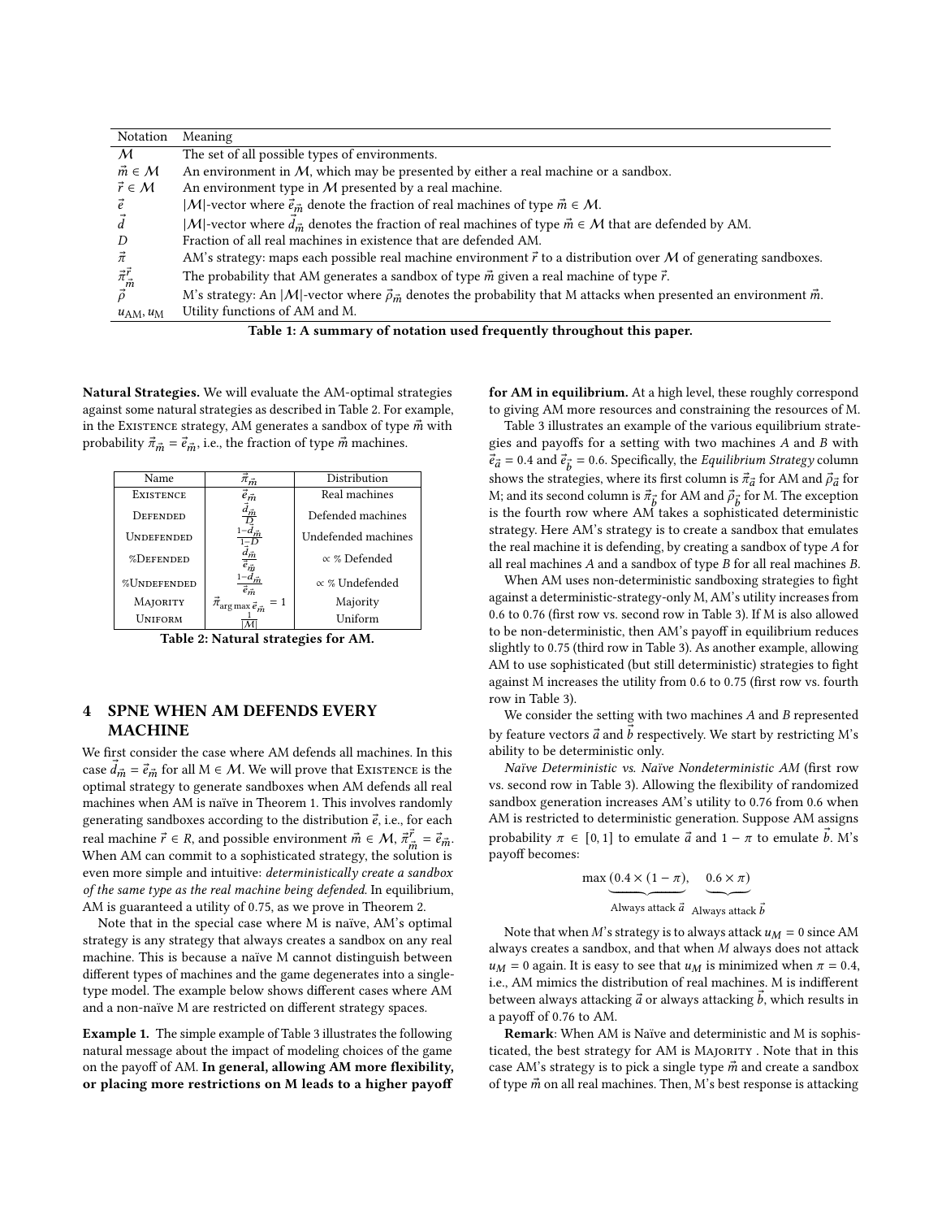| Notation | Meaning |
|---|---|
| $\mathcal{M}$ | The set of all possible types of environments. |
| $\vec{m} \in \mathcal{M}$ | An environment in $\mathcal{M}$, which may be presented by either a real machine or a sandbox. |
| $\vec{r} \in \mathcal{M}$ | An environment type in $\mathcal{M}$ presented by a real machine. |
| $\vec{e}$ | $\lvert\mathcal{M}\rvert$-vector where $\vec{e}_{\vec{m}}$ denote the fraction of real machines of type $\vec{m} \in \mathcal{M}$. |
| $\vec{d}$ | $\lvert\mathcal{M}\rvert$-vector where $\vec{d}_{\vec{m}}$ denotes the fraction of real machines of type $\vec{m} \in \mathcal{M}$ that are defended by AM. |
| $D$ | Fraction of all real machines in existence that are defended AM. |
| $\vec{\pi}$ | AM's strategy: maps each possible real machine environment $\vec{r}$ to a distribution over $\mathcal{M}$ of generating sandboxes. |
| $\vec{\pi}^{\vec{r}}_{\vec{m}}$ | The probability that AM generates a sandbox of type $\vec{m}$ given a real machine of type $\vec{r}$. |
| $\vec{\rho}$ | M's strategy: An $\lvert\mathcal{M}\rvert$-vector where $\vec{\rho}_{\vec{m}}$ denotes the probability that M attacks when presented an environment $\vec{m}$. |
| $u_{\text{AM}}, u_{\text{M}}$ | Utility functions of AM and M. |

**Table 1: A summary of notation used frequently throughout this paper.**

**Natural Strategies.** We will evaluate the AM-optimal strategies against some natural strategies as described in Table 2. For example, in the Existence strategy, AM generates a sandbox of type $\vec{m}$ with probability $\vec{\pi}_{\vec{m}} = \vec{e}_{\vec{m}}$, i.e., the fraction of type $\vec{m}$ machines.

| Name | $\vec{\pi}_{\vec{m}}$ | Distribution |
|---|---|---|
| Existence | $\vec{e}_{\vec{m}}$ | Real machines |
| Defended | $\frac{\vec{d}_{\vec{m}}}{D}$ | Defended machines |
| Undefended | $\frac{1-\vec{d}_{\vec{m}}}{1-D}$ | Undefended machines |
| %Defended | $\frac{\vec{d}_{\vec{m}}}{\vec{e}_{\vec{m}}}$ | $\propto$ % Defended |
| %Undefended | $\frac{1-\vec{d}_{\vec{m}}}{\vec{e}_{\vec{m}}}$ | $\propto$ % Undefended |
| Majority | $\vec{\pi}_{\arg\max \vec{e}_{\vec{m}}} = 1$ | Majority |
| Uniform | $\frac{1}{\lvert\mathcal{M}\rvert}$ | Uniform |

**Table 2: Natural strategies for AM.**

## 4 SPNE WHEN AM DEFENDS EVERY MACHINE

We first consider the case where AM defends all machines. In this case $\vec{d}_{\vec{m}} = \vec{e}_{\vec{m}}$ for all M $\in \mathcal{M}$. We will prove that Existence is the optimal strategy to generate sandboxes when AM defends all real machines when AM is naïve in Theorem 1. This involves randomly generating sandboxes according to the distribution $\vec{e}$, i.e., for each real machine $\vec{r} \in R$, and possible environment $\vec{m} \in \mathcal{M}$, $\vec{\pi}^{\vec{r}}_{\vec{m}} = \vec{e}_{\vec{m}}$. When AM can commit to a sophisticated strategy, the solution is even more simple and intuitive: *deterministically create a sandbox of the same type as the real machine being defended.* In equilibrium, AM is guaranteed a utility of 0.75, as we prove in Theorem 2.

Note that in the special case where M is naïve, AM's optimal strategy is any strategy that always creates a sandbox on any real machine. This is because a naïve M cannot distinguish between different types of machines and the game degenerates into a single-type model. The example below shows different cases where AM and a non-naïve M are restricted on different strategy spaces.

**Example 1.** The simple example of Table 3 illustrates the following natural message about the impact of modeling choices of the game on the payoff of AM. **In general, allowing AM more flexibility, or placing more restrictions on M leads to a higher payoff for AM in equilibrium.** At a high level, these roughly correspond to giving AM more resources and constraining the resources of M.

Table 3 illustrates an example of the various equilibrium strategies and payoffs for a setting with two machines $A$ and $B$ with $\vec{e}_{\vec{a}} = 0.4$ and $\vec{e}_{\vec{b}} = 0.6$. Specifically, the *Equilibrium Strategy* column shows the strategies, where its first column is $\vec{\pi}_{\vec{a}}$ for AM and $\vec{\rho}_{\vec{a}}$ for M; and its second column is $\vec{\pi}_{\vec{b}}$ for AM and $\vec{\rho}_{\vec{b}}$ for M. The exception is the fourth row where AM takes a sophisticated deterministic strategy. Here AM's strategy is to create a sandbox that emulates the real machine it is defending, by creating a sandbox of type $A$ for all real machines $A$ and a sandbox of type $B$ for all real machines $B$.

When AM uses non-deterministic sandboxing strategies to fight against a deterministic-strategy-only M, AM's utility increases from 0.6 to 0.76 (first row vs. second row in Table 3). If M is also allowed to be non-deterministic, then AM's payoff in equilibrium reduces slightly to 0.75 (third row in Table 3). As another example, allowing AM to use sophisticated (but still deterministic) strategies to fight against M increases the utility from 0.6 to 0.75 (first row vs. fourth row in Table 3).

We consider the setting with two machines $A$ and $B$ represented by feature vectors $\vec{a}$ and $\vec{b}$ respectively. We start by restricting M's ability to be deterministic only.

*Naïve Deterministic vs. Naïve Nondeterministic AM* (first row vs. second row in Table 3). Allowing the flexibility of randomized sandbox generation increases AM's utility to 0.76 from 0.6 when AM is restricted to deterministic generation. Suppose AM assigns probability $\pi \in [0, 1]$ to emulate $\vec{a}$ and $1 - \pi$ to emulate $\vec{b}$. M's payoff becomes:

$$\max\big(\underbrace{0.4 \times (1 - \pi)}_{\text{Always attack } \vec{a}},\quad \underbrace{0.6 \times \pi}_{\text{Always attack } \vec{b}}\big)$$

Note that when $M$'s strategy is to always attack $u_M = 0$ since AM always creates a sandbox, and that when $M$ always does not attack $u_M = 0$ again. It is easy to see that $u_M$ is minimized when $\pi = 0.4$, i.e., AM mimics the distribution of real machines. M is indifferent between always attacking $\vec{a}$ or always attacking $\vec{b}$, which results in a payoff of 0.76 to AM.

**Remark**: When AM is Naïve and deterministic and M is sophisticated, the best strategy for AM is Majority . Note that in this case AM's strategy is to pick a single type $\vec{m}$ and create a sandbox of type $\vec{m}$ on all real machines. Then, M's best response is attacking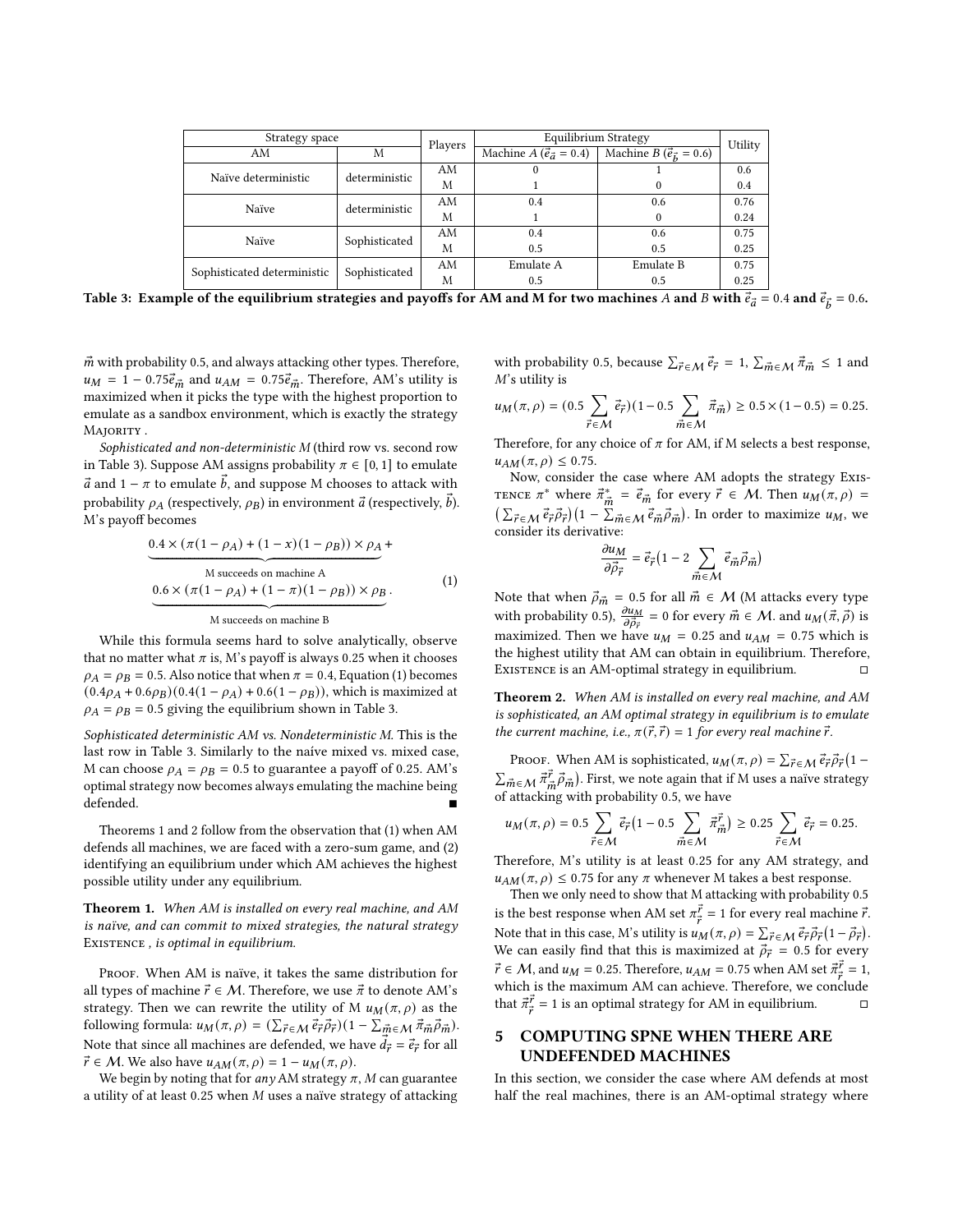| Strategy space | | Players | Equilibrium Strategy | | Utility |
|---|---|---|---|---|---|
| AM | M | | Machine $A$ ($\vec{e}_{\vec{a}} = 0.4$) | Machine $B$ ($\vec{e}_{\vec{b}} = 0.6$) | |
| Naïve deterministic | deterministic | AM | 0 | 1 | 0.6 |
| | | M | 1 | 0 | 0.4 |
| Naïve | deterministic | AM | 0.4 | 0.6 | 0.76 |
| | | M | 1 | 0 | 0.24 |
| Naïve | Sophisticated | AM | 0.4 | 0.6 | 0.75 |
| | | M | 0.5 | 0.5 | 0.25 |
| Sophisticated deterministic | Sophisticated | AM | Emulate A | Emulate B | 0.75 |
| | | M | 0.5 | 0.5 | 0.25 |

**Table 3: Example of the equilibrium strategies and payoffs for AM and M for two machines $A$ and $B$ with $\vec{e}_{\vec{a}} = 0.4$ and $\vec{e}_{\vec{b}} = 0.6$.**

$\vec{m}$ with probability 0.5, and always attacking other types. Therefore, $u_M = 1 - 0.75\vec{e}_{\vec{m}}$ and $u_{AM} = 0.75\vec{e}_{\vec{m}}$. Therefore, AM's utility is maximized when it picks the type with the highest proportion to emulate as a sandbox environment, which is exactly the strategy Majority .

*Sophisticated and non-deterministic M* (third row vs. second row in Table 3). Suppose AM assigns probability $\pi \in [0, 1]$ to emulate $\vec{a}$ and $1 - \pi$ to emulate $\vec{b}$, and suppose M chooses to attack with probability $\rho_A$ (respectively, $\rho_B$) in environment $\vec{a}$ (respectively, $\vec{b}$). M's payoff becomes

$$\underbrace{0.4 \times (\pi(1-\rho_A) + (1-x)(1-\rho_B)) \times \rho_A}_{\text{M succeeds on machine A}} + \underbrace{0.6 \times (\pi(1-\rho_A) + (1-\pi)(1-\rho_B)) \times \rho_B}_{\text{M succeeds on machine B}}. \tag{1}$$

While this formula seems hard to solve analytically, observe that no matter what $\pi$ is, M's payoff is always 0.25 when it chooses $\rho_A = \rho_B = 0.5$. Also notice that when $\pi = 0.4$, Equation (1) becomes $(0.4\rho_A + 0.6\rho_B)(0.4(1-\rho_A) + 0.6(1-\rho_B))$, which is maximized at $\rho_A = \rho_B = 0.5$ giving the equilibrium shown in Table 3.

*Sophisticated deterministic AM vs. Nondeterministic M.* This is the last row in Table 3. Similarly to the naïve mixed vs. mixed case, M can choose $\rho_A = \rho_B = 0.5$ to guarantee a payoff of 0.25. AM's optimal strategy now becomes always emulating the machine being defended. ■

Theorems 1 and 2 follow from the observation that (1) when AM defends all machines, we are faced with a zero-sum game, and (2) identifying an equilibrium under which AM achieves the highest possible utility under any equilibrium.

**Theorem 1.** *When AM is installed on every real machine, and AM is naïve, and can commit to mixed strategies, the natural strategy* Existence *, is optimal in equilibrium.*

Proof. When AM is naïve, it takes the same distribution for all types of machine $\vec{r} \in \mathcal{M}$. Therefore, we use $\vec{\pi}$ to denote AM's strategy. Then we can rewrite the utility of M $u_M(\pi, \rho)$ as the following formula: $u_M(\pi, \rho) = (\sum_{\vec{r} \in \mathcal{M}} \vec{e}_{\vec{r}}\vec{\rho}_{\vec{r}})(1 - \sum_{\vec{m} \in \mathcal{M}} \vec{\pi}_{\vec{m}}\vec{\rho}_{\vec{m}})$. Note that since all machines are defended, we have $\vec{d}_{\vec{r}} = \vec{e}_{\vec{r}}$ for all $\vec{r} \in \mathcal{M}$. We also have $u_{AM}(\pi, \rho) = 1 - u_M(\pi, \rho)$.

We begin by noting that for *any* AM strategy $\pi$, $M$ can guarantee a utility of at least 0.25 when $M$ uses a naïve strategy of attacking with probability 0.5, because $\sum_{\vec{r} \in \mathcal{M}} \vec{e}_{\vec{r}} = 1$, $\sum_{\vec{m} \in \mathcal{M}} \vec{\pi}_{\vec{m}} \leq 1$ and $M$'s utility is

$$u_M(\pi, \rho) = (0.5 \sum_{\vec{r} \in \mathcal{M}} \vec{e}_{\vec{r}})(1 - 0.5 \sum_{\vec{m} \in \mathcal{M}} \vec{\pi}_{\vec{m}}) \geq 0.5 \times (1 - 0.5) = 0.25.$$

Therefore, for any choice of $\pi$ for AM, if M selects a best response, $u_{AM}(\pi, \rho) \leq 0.75$.

Now, consider the case where AM adopts the strategy Existence $\pi^*$ where $\vec{\pi}^*_{\vec{m}} = \vec{e}_{\vec{m}}$ for every $\vec{r} \in \mathcal{M}$. Then $u_M(\pi, \rho) = \big(\sum_{\vec{r} \in \mathcal{M}} \vec{e}_{\vec{r}}\vec{\rho}_{\vec{r}}\big)\big(1 - \sum_{\vec{m} \in \mathcal{M}} \vec{e}_{\vec{m}}\vec{\rho}_{\vec{m}}\big)$. In order to maximize $u_M$, we consider its derivative:

$$\frac{\partial u_M}{\partial \vec{\rho}_{\vec{r}}} = \vec{e}_{\vec{r}}\big(1 - 2 \sum_{\vec{m} \in \mathcal{M}} \vec{e}_{\vec{m}}\vec{\rho}_{\vec{m}}\big)$$

Note that when $\vec{\rho}_{\vec{m}} = 0.5$ for all $\vec{m} \in \mathcal{M}$ (M attacks every type with probability 0.5), $\frac{\partial u_M}{\partial \vec{\rho}_{\vec{r}}} = 0$ for every $\vec{m} \in \mathcal{M}$. and $u_M(\vec{\pi}, \vec{\rho})$ is maximized. Then we have $u_M = 0.25$ and $u_{AM} = 0.75$ which is the highest utility that AM can obtain in equilibrium. Therefore, Existence is an AM-optimal strategy in equilibrium. □

**Theorem 2.** *When AM is installed on every real machine, and AM is sophisticated, an AM optimal strategy in equilibrium is to emulate the current machine, i.e., $\pi(\vec{r}, \vec{r}) = 1$ for every real machine $\vec{r}$.*

Proof. When AM is sophisticated, $u_M(\pi, \rho) = \sum_{\vec{r} \in \mathcal{M}} \vec{e}_{\vec{r}}\vec{\rho}_{\vec{r}}\big(1 - \sum_{\vec{m} \in \mathcal{M}} \vec{\pi}^{\vec{r}}_{\vec{m}}\vec{\rho}_{\vec{m}}\big)$. First, we note again that if M uses a naïve strategy of attacking with probability 0.5, we have

$$u_M(\pi, \rho) = 0.5 \sum_{\vec{r} \in \mathcal{M}} \vec{e}_{\vec{r}}\big(1 - 0.5 \sum_{\vec{m} \in \mathcal{M}} \vec{\pi}^{\vec{r}}_{\vec{m}}\big) \geq 0.25 \sum_{\vec{r} \in \mathcal{M}} \vec{e}_{\vec{r}} = 0.25.$$

Therefore, M's utility is at least 0.25 for any AM strategy, and $u_{AM}(\pi, \rho) \leq 0.75$ for any $\pi$ whenever M takes a best response.

Then we only need to show that M attacking with probability 0.5 is the best response when AM set $\pi^{\vec{r}}_{\vec{r}} = 1$ for every real machine $\vec{r}$. Note that in this case, M's utility is $u_M(\pi, \rho) = \sum_{\vec{r} \in \mathcal{M}} \vec{e}_{\vec{r}}\vec{\rho}_{\vec{r}}\big(1 - \vec{\rho}_{\vec{r}}\big)$. We can easily find that this is maximized at $\vec{\rho}_{\vec{r}} = 0.5$ for every $\vec{r} \in \mathcal{M}$, and $u_M = 0.25$. Therefore, $u_{AM} = 0.75$ when AM set $\vec{\pi}^{\vec{r}}_{\vec{r}} = 1$, which is the maximum AM can achieve. Therefore, we conclude that $\vec{\pi}^{\vec{r}}_{\vec{r}} = 1$ is an optimal strategy for AM in equilibrium. □

## 5 COMPUTING SPNE WHEN THERE ARE UNDEFENDED MACHINES

In this section, we consider the case where AM defends at most half the real machines, there is an AM-optimal strategy where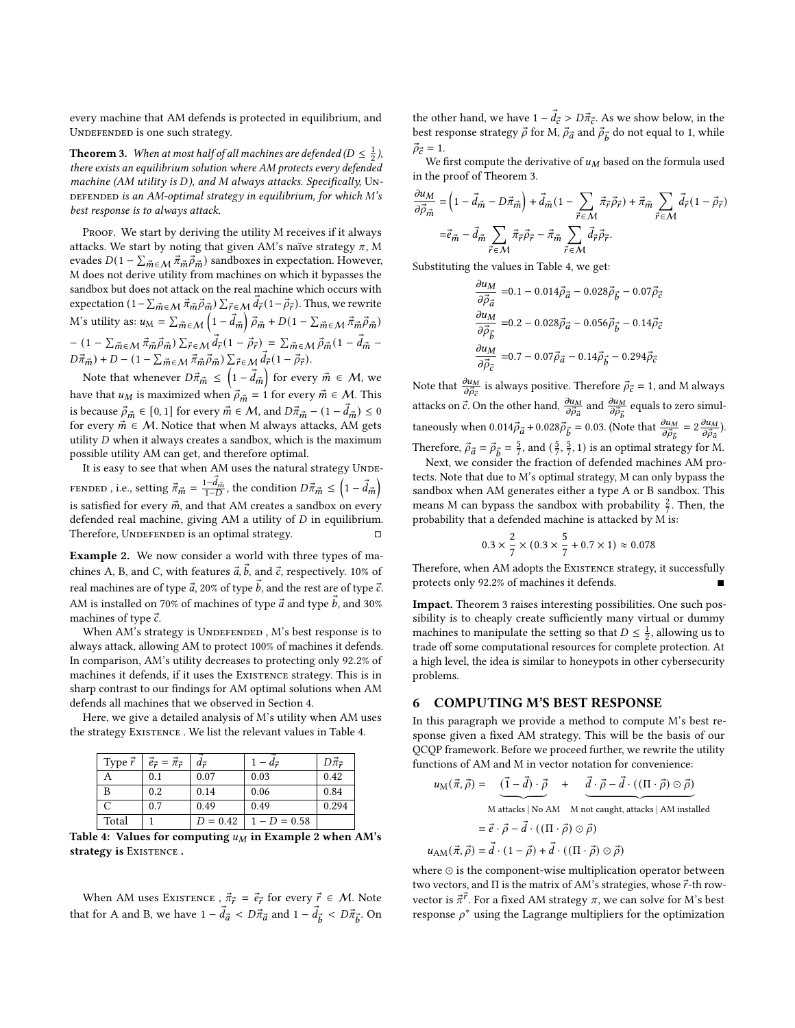every machine that AM defends is protected in equilibrium, and UNDEFENDED is one such strategy.

**Theorem 3.** *When at most half of all machines are defended ($D \leq \frac{1}{2}$), there exists an equilibrium solution where AM protects every defended machine (AM utility is D), and M always attacks. Specifically,* UNDEFENDED *is an AM-optimal strategy in equilibrium, for which M's best response is to always attack.*

PROOF. We start by deriving the utility M receives if it always attacks. We start by noting that given AM's naïve strategy $\pi$, M evades $D(1 - \sum_{\vec{m} \in \mathcal{M}} \vec{\pi}_{\vec{m}} \vec{\rho}_{\vec{m}})$ sandboxes in expectation. However, M does not derive utility from machines on which it bypasses the sandbox but does not attack on the real machine which occurs with expectation $(1 - \sum_{\vec{m} \in \mathcal{M}} \vec{\pi}_{\vec{m}} \vec{\rho}_{\vec{m}}) \sum_{\vec{r} \in \mathcal{M}} \vec{d}_{\vec{r}} (1 - \vec{\rho}_{\vec{r}})$. Thus, we rewrite M's utility as: $u_{\text{M}} = \sum_{\vec{m} \in \mathcal{M}} \left(1 - \vec{d}_{\vec{m}}\right) \vec{\rho}_{\vec{m}} + D(1 - \sum_{\vec{m} \in \mathcal{M}} \vec{\pi}_{\vec{m}} \vec{\rho}_{\vec{m}}) - (1 - \sum_{\vec{m} \in \mathcal{M}} \vec{\pi}_{\vec{m}} \vec{\rho}_{\vec{m}}) \sum_{\vec{r} \in \mathcal{M}} \vec{d}_{\vec{r}} (1 - \vec{\rho}_{\vec{r}}) = \sum_{\vec{m} \in \mathcal{M}} \vec{\rho}_{\vec{m}} (1 - \vec{d}_{\vec{m}} - D\vec{\pi}_{\vec{m}}) + D - (1 - \sum_{\vec{m} \in \mathcal{M}} \vec{\pi}_{\vec{m}} \vec{\rho}_{\vec{m}}) \sum_{\vec{r} \in \mathcal{M}} \vec{d}_{\vec{r}} (1 - \vec{\rho}_{\vec{r}})$.

Note that whenever $D\vec{\pi}_{\vec{m}} \leq \left(1 - \vec{d}_{\vec{m}}\right)$ for every $\vec{m} \in \mathcal{M}$, we have that $u_M$ is maximized when $\vec{\rho}_{\vec{m}} = 1$ for every $\vec{m} \in \mathcal{M}$. This is because $\vec{\rho}_{\vec{m}} \in [0, 1]$ for every $\vec{m} \in \mathcal{M}$, and $D\vec{\pi}_{\vec{m}} - (1 - \vec{d}_{\vec{m}}) \leq 0$ for every $\vec{m} \in \mathcal{M}$. Notice that when M always attacks, AM gets utility $D$ when it always creates a sandbox, which is the maximum possible utility AM can get, and therefore optimal.

It is easy to see that when AM uses the natural strategy UNDEFENDED , i.e., setting $\vec{\pi}_{\vec{m}} = \frac{1 - \vec{d}_{\vec{m}}}{1 - D}$, the condition $D\vec{\pi}_{\vec{m}} \leq \left(1 - \vec{d}_{\vec{m}}\right)$ is satisfied for every $\vec{m}$, and that AM creates a sandbox on every defended real machine, giving AM a utility of $D$ in equilibrium. Therefore, UNDEFENDED is an optimal strategy. □

**Example 2.** We now consider a world with three types of machines A, B, and C, with features $\vec{a}$, $\vec{b}$, and $\vec{c}$, respectively. 10% of real machines are of type $\vec{a}$, 20% of type $\vec{b}$, and the rest are of type $\vec{c}$. AM is installed on 70% of machines of type $\vec{a}$ and type $\vec{b}$, and 30% machines of type $\vec{c}$.

When AM's strategy is UNDEFENDED , M's best response is to always attack, allowing AM to protect 100% of machines it defends. In comparison, AM's utility decreases to protecting only 92.2% of machines it defends, if it uses the EXISTENCE strategy. This is in sharp contrast to our findings for AM optimal solutions when AM defends all machines that we observed in Section 4.

Here, we give a detailed analysis of M's utility when AM uses the strategy EXISTENCE . We list the relevant values in Table 4.

| Type $\vec{r}$ | $\vec{e}_{\vec{r}} = \vec{\pi}_{\vec{r}}$ | $\vec{d}_{\vec{r}}$ | $1 - \vec{d}_{\vec{r}}$ | $D\vec{\pi}_{\vec{r}}$ |
|---|---|---|---|---|
| A | 0.1 | 0.07 | 0.03 | 0.42 |
| B | 0.2 | 0.14 | 0.06 | 0.84 |
| C | 0.7 | 0.49 | 0.49 | 0.294 |
| Total | 1 | $D = 0.42$ | $1 - D = 0.58$ | |

**Table 4: Values for computing $u_M$ in Example 2 when AM's strategy is EXISTENCE .**

When AM uses EXISTENCE , $\vec{\pi}_{\vec{r}} = \vec{e}_{\vec{r}}$ for every $\vec{r} \in \mathcal{M}$. Note that for A and B, we have $1 - \vec{d}_{\vec{a}} < D\vec{\pi}_{\vec{a}}$ and $1 - \vec{d}_{\vec{b}} < D\vec{\pi}_{\vec{b}}$. On the other hand, we have $1 - \vec{d}_{\vec{c}} > D\vec{\pi}_{\vec{c}}$. As we show below, in the best response strategy $\vec{\rho}$ for M, $\vec{\rho}_{\vec{a}}$ and $\vec{\rho}_{\vec{b}}$ do not equal to 1, while $\vec{\rho}_{\vec{c}} = 1$.

We first compute the derivative of $u_M$ based on the formula used in the proof of Theorem 3.

$$
\begin{aligned}
\frac{\partial u_M}{\partial \vec{\rho}_{\vec{m}}} &= \left(1 - \vec{d}_{\vec{m}} - D\vec{\pi}_{\vec{m}}\right) + \vec{d}_{\vec{m}} (1 - \sum_{\vec{r} \in \mathcal{M}} \vec{\pi}_{\vec{r}} \vec{\rho}_{\vec{r}}) + \vec{\pi}_{\vec{m}} \sum_{\vec{r} \in \mathcal{M}} \vec{d}_{\vec{r}} (1 - \vec{\rho}_{\vec{r}}) \\
&= \vec{e}_{\vec{m}} - \vec{d}_{\vec{m}} \sum_{\vec{r} \in \mathcal{M}} \vec{\pi}_{\vec{r}} \vec{\rho}_{\vec{r}} - \vec{\pi}_{\vec{m}} \sum_{\vec{r} \in \mathcal{M}} \vec{d}_{\vec{r}} \vec{\rho}_{\vec{r}}.
\end{aligned}
$$

Substituting the values in Table 4, we get:

$$
\begin{aligned}
\frac{\partial u_M}{\partial \vec{\rho}_{\vec{a}}} &= 0.1 - 0.014\vec{\rho}_{\vec{a}} - 0.028\vec{\rho}_{\vec{b}} - 0.07\vec{\rho}_{\vec{c}} \\
\frac{\partial u_M}{\partial \vec{\rho}_{\vec{b}}} &= 0.2 - 0.028\vec{\rho}_{\vec{a}} - 0.056\vec{\rho}_{\vec{b}} - 0.14\vec{\rho}_{\vec{c}} \\
\frac{\partial u_M}{\partial \vec{\rho}_{\vec{c}}} &= 0.7 - 0.07\vec{\rho}_{\vec{a}} - 0.14\vec{\rho}_{\vec{b}} - 0.294\vec{\rho}_{\vec{c}}
\end{aligned}
$$

Note that $\frac{\partial u_M}{\partial \vec{\rho}_{\vec{c}}}$ is always positive. Therefore $\vec{\rho}_{\vec{c}} = 1$, and M always attacks on $\vec{c}$. On the other hand, $\frac{\partial u_M}{\partial \vec{\rho}_{\vec{a}}}$ and $\frac{\partial u_M}{\partial \vec{\rho}_{\vec{b}}}$ equals to zero simultaneously when $0.014\vec{\rho}_{\vec{a}} + 0.028\vec{\rho}_{\vec{b}} = 0.03$. (Note that $\frac{\partial u_M}{\partial \vec{\rho}_{\vec{b}}} = 2\frac{\partial u_M}{\partial \vec{\rho}_{\vec{a}}}$). Therefore, $\vec{\rho}_{\vec{a}} = \vec{\rho}_{\vec{b}} = \frac{5}{7}$, and $(\frac{5}{7}, \frac{5}{7}, 1)$ is an optimal strategy for M.

Next, we consider the fraction of defended machines AM protects. Note that due to M's optimal strategy, M can only bypass the sandbox when AM generates either a type A or B sandbox. This means M can bypass the sandbox with probability $\frac{2}{7}$. Then, the probability that a defended machine is attacked by M is:

$$
0.3 \times \frac{2}{7} \times (0.3 \times \frac{5}{7} + 0.7 \times 1) \approx 0.078
$$

Therefore, when AM adopts the EXISTENCE strategy, it successfully protects only 92.2% of machines it defends. ■

**Impact.** Theorem 3 raises interesting possibilities. One such possibility is to cheaply create sufficiently many virtual or dummy machines to manipulate the setting so that $D \leq \frac{1}{2}$, allowing us to trade off some computational resources for complete protection. At a high level, the idea is similar to honeypots in other cybersecurity problems.

## 6 COMPUTING M'S BEST RESPONSE

In this paragraph we provide a method to compute M's best response given a fixed AM strategy. This will be the basis of our QCQP framework. Before we proceed further, we rewrite the utility functions of AM and M in vector notation for convenience:

$$
\begin{aligned}
u_{\text{M}}(\vec{\pi}, \vec{\rho}) &= \underbrace{(\vec{1} - \vec{d}) \cdot \vec{\rho}}_{\text{M attacks} \mid \text{No AM}} + \underbrace{\vec{d} \cdot \vec{\rho} - \vec{d} \cdot ((\Pi \cdot \vec{\rho}) \odot \vec{\rho})}_{\text{M not caught, attacks} \mid \text{AM installed}} \\
&= \vec{e} \cdot \vec{\rho} - \vec{d} \cdot ((\Pi \cdot \vec{\rho}) \odot \vec{\rho}) \\
u_{\text{AM}}(\vec{\pi}, \vec{\rho}) &= \vec{d} \cdot (1 - \vec{\rho}) + \vec{d} \cdot ((\Pi \cdot \vec{\rho}) \odot \vec{\rho})
\end{aligned}
$$

where $\odot$ is the component-wise multiplication operator between two vectors, and $\Pi$ is the matrix of AM's strategies, whose $\vec{r}$-th row-vector is $\vec{\pi}^{\vec{r}}$. For a fixed AM strategy $\pi$, we can solve for M's best response $\rho^*$ using the Lagrange multipliers for the optimization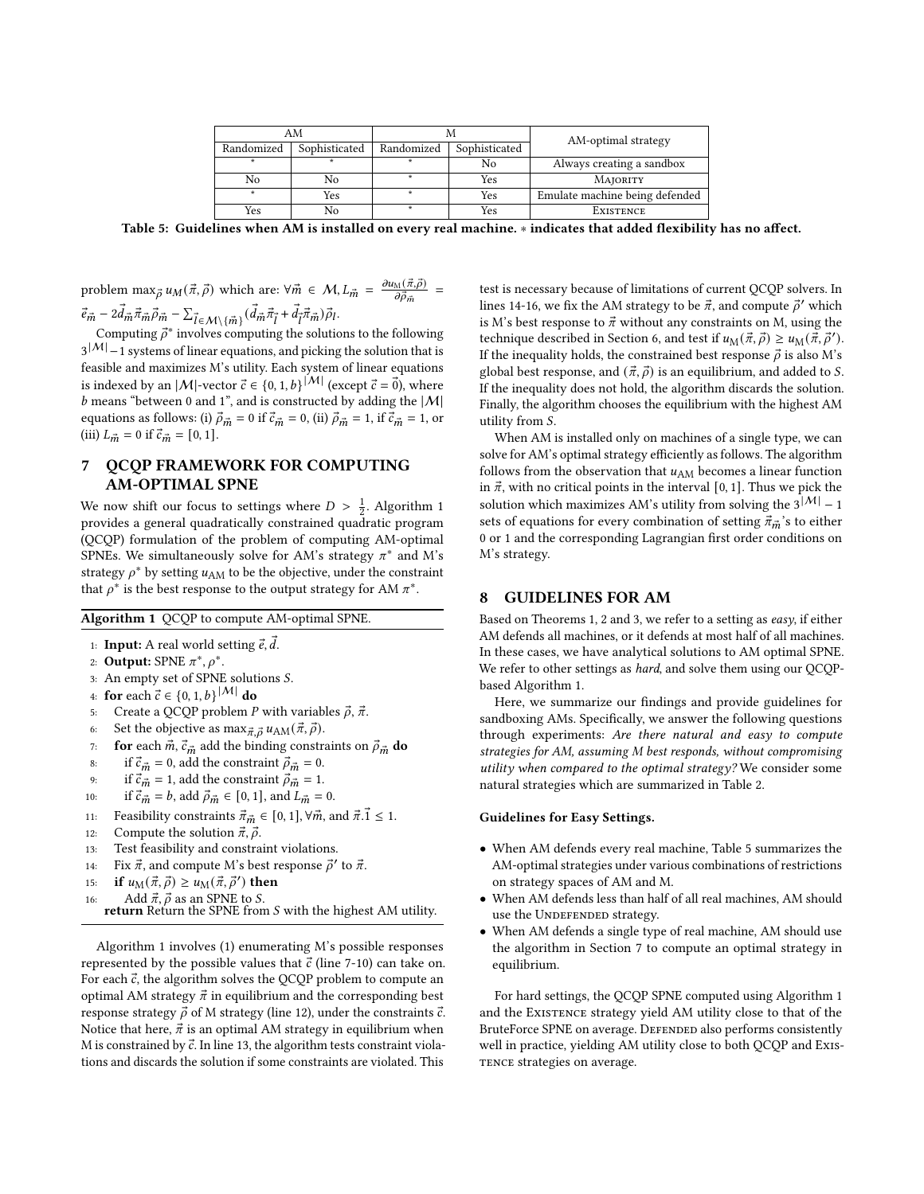| AM | | M | | AM-optimal strategy |
|---|---|---|---|---|
| Randomized | Sophisticated | Randomized | Sophisticated | |
| * | * | * | No | Always creating a sandbox |
| No | No | * | Yes | Majority |
| * | Yes | * | Yes | Emulate machine being defended |
| Yes | No | * | Yes | Existence |

**Table 5: Guidelines when AM is installed on every real machine. $*$ indicates that added flexibility has no affect.**

problem $\max_{\vec{\rho}} u_M(\vec{\pi}, \vec{\rho})$ which are: $\forall \vec{m} \in \mathcal{M}, L_{\vec{m}} = \frac{\partial u_{\mathrm{M}}(\vec{\pi},\vec{\rho})}{\partial \vec{\rho}_{\vec{m}}} = \vec{e}_{\vec{m}} - 2\vec{d}_{\vec{m}}\vec{\pi}_{\vec{m}}\vec{\rho}_{\vec{m}} - \sum_{\vec{l} \in \mathcal{M}\setminus\{\vec{m}\}}(\vec{d}_{\vec{m}}\vec{\pi}_{\vec{l}} + \vec{d}_{\vec{l}}\vec{\pi}_{\vec{m}})\vec{\rho}_{\vec{l}}$.

Computing $\vec{\rho}^*$ involves computing the solutions to the following $3^{|\mathcal{M}|} - 1$ systems of linear equations, and picking the solution that is feasible and maximizes M's utility. Each system of linear equations is indexed by an $|\mathcal{M}|$-vector $\vec{c} \in \{0, 1, b\}^{|\mathcal{M}|}$ (except $\vec{c} = \vec{0}$), where $b$ means "between 0 and 1", and is constructed by adding the $|\mathcal{M}|$ equations as follows: (i) $\vec{\rho}_{\vec{m}} = 0$ if $\vec{c}_{\vec{m}} = 0$, (ii) $\vec{\rho}_{\vec{m}} = 1$, if $\vec{c}_{\vec{m}} = 1$, or (iii) $L_{\vec{m}} = 0$ if $\vec{c}_{\vec{m}} = [0, 1]$.

## 7 QCQP FRAMEWORK FOR COMPUTING AM-OPTIMAL SPNE

We now shift our focus to settings where $D > \frac{1}{2}$. Algorithm 1 provides a general quadratically constrained quadratic program (QCQP) formulation of the problem of computing AM-optimal SPNEs. We simultaneously solve for AM's strategy $\pi^*$ and M's strategy $\rho^*$ by setting $u_{\mathrm{AM}}$ to be the objective, under the constraint that $\rho^*$ is the best response to the output strategy for AM $\pi^*$.

**Algorithm 1** QCQP to compute AM-optimal SPNE.

1: **Input:** A real world setting $\vec{e}, \vec{d}$.
2: **Output:** SPNE $\pi^*, \rho^*$.
3: An empty set of SPNE solutions $S$.
4: **for** each $\vec{c} \in \{0, 1, b\}^{|\mathcal{M}|}$ **do**
5: Create a QCQP problem $P$ with variables $\vec{\rho}, \vec{\pi}$.
6: Set the objective as $\max_{\vec{\pi},\vec{\rho}} u_{\mathrm{AM}}(\vec{\pi}, \vec{\rho})$.
7: **for** each $\vec{m}, \vec{c}_{\vec{m}}$ add the binding constraints on $\vec{\rho}_{\vec{m}}$ **do**
8: if $\vec{c}_{\vec{m}} = 0$, add the constraint $\vec{\rho}_{\vec{m}} = 0$.
9: if $\vec{c}_{\vec{m}} = 1$, add the constraint $\vec{\rho}_{\vec{m}} = 1$.
10: if $\vec{c}_{\vec{m}} = b$, add $\vec{\rho}_{\vec{m}} \in [0, 1]$, and $L_{\vec{m}} = 0$.
11: Feasibility constraints $\vec{\pi}_{\vec{m}} \in [0, 1], \forall \vec{m}$, and $\vec{\pi}.\vec{1} \leq 1$.
12: Compute the solution $\vec{\pi}, \vec{\rho}$.
13: Test feasibility and constraint violations.
14: Fix $\vec{\pi}$, and compute M's best response $\vec{\rho}'$ to $\vec{\pi}$.
15: **if** $u_{\mathrm{M}}(\vec{\pi}, \vec{\rho}) \geq u_{\mathrm{M}}(\vec{\pi}, \vec{\rho}')$ **then**
16: Add $\vec{\pi}, \vec{\rho}$ as an SPNE to $S$.
**return** Return the SPNE from $S$ with the highest AM utility.

Algorithm 1 involves (1) enumerating M's possible responses represented by the possible values that $\vec{c}$ (line 7-10) can take on. For each $\vec{c}$, the algorithm solves the QCQP problem to compute an optimal AM strategy $\vec{\pi}$ in equilibrium and the corresponding best response strategy $\vec{\rho}$ of M strategy (line 12), under the constraints $\vec{c}$. Notice that here, $\vec{\pi}$ is an optimal AM strategy in equilibrium when M is constrained by $\vec{c}$. In line 13, the algorithm tests constraint violations and discards the solution if some constraints are violated. This test is necessary because of limitations of current QCQP solvers. In lines 14-16, we fix the AM strategy to be $\vec{\pi}$, and compute $\vec{\rho}'$ which is M's best response to $\vec{\pi}$ without any constraints on M, using the technique described in Section 6, and test if $u_{\mathrm{M}}(\vec{\pi}, \vec{\rho}) \geq u_{\mathrm{M}}(\vec{\pi}, \vec{\rho}')$. If the inequality holds, the constrained best response $\vec{\rho}$ is also M's global best response, and $(\vec{\pi}, \vec{\rho})$ is an equilibrium, and added to $S$. If the inequality does not hold, the algorithm discards the solution. Finally, the algorithm chooses the equilibrium with the highest AM utility from $S$.

When AM is installed only on machines of a single type, we can solve for AM's optimal strategy efficiently as follows. The algorithm follows from the observation that $u_{\mathrm{AM}}$ becomes a linear function in $\vec{\pi}$, with no critical points in the interval $[0, 1]$. Thus we pick the solution which maximizes AM's utility from solving the $3^{|\mathcal{M}|} - 1$ sets of equations for every combination of setting $\vec{\pi}_{\vec{m}}$'s to either 0 or 1 and the corresponding Lagrangian first order conditions on M's strategy.

## 8 GUIDELINES FOR AM

Based on Theorems 1, 2 and 3, we refer to a setting as *easy*, if either AM defends all machines, or it defends at most half of all machines. In these cases, we have analytical solutions to AM optimal SPNE. We refer to other settings as *hard*, and solve them using our QCQP-based Algorithm 1.

Here, we summarize our findings and provide guidelines for sandboxing AMs. Specifically, we answer the following questions through experiments: *Are there natural and easy to compute strategies for AM, assuming M best responds, without compromising utility when compared to the optimal strategy?* We consider some natural strategies which are summarized in Table 2.

**Guidelines for Easy Settings.**

- When AM defends every real machine, Table 5 summarizes the AM-optimal strategies under various combinations of restrictions on strategy spaces of AM and M.
- When AM defends less than half of all real machines, AM should use the Undefended strategy.
- When AM defends a single type of real machine, AM should use the algorithm in Section 7 to compute an optimal strategy in equilibrium.

For hard settings, the QCQP SPNE computed using Algorithm 1 and the Existence strategy yield AM utility close to that of the BruteForce SPNE on average. Defended also performs consistently well in practice, yielding AM utility close to both QCQP and Existence strategies on average.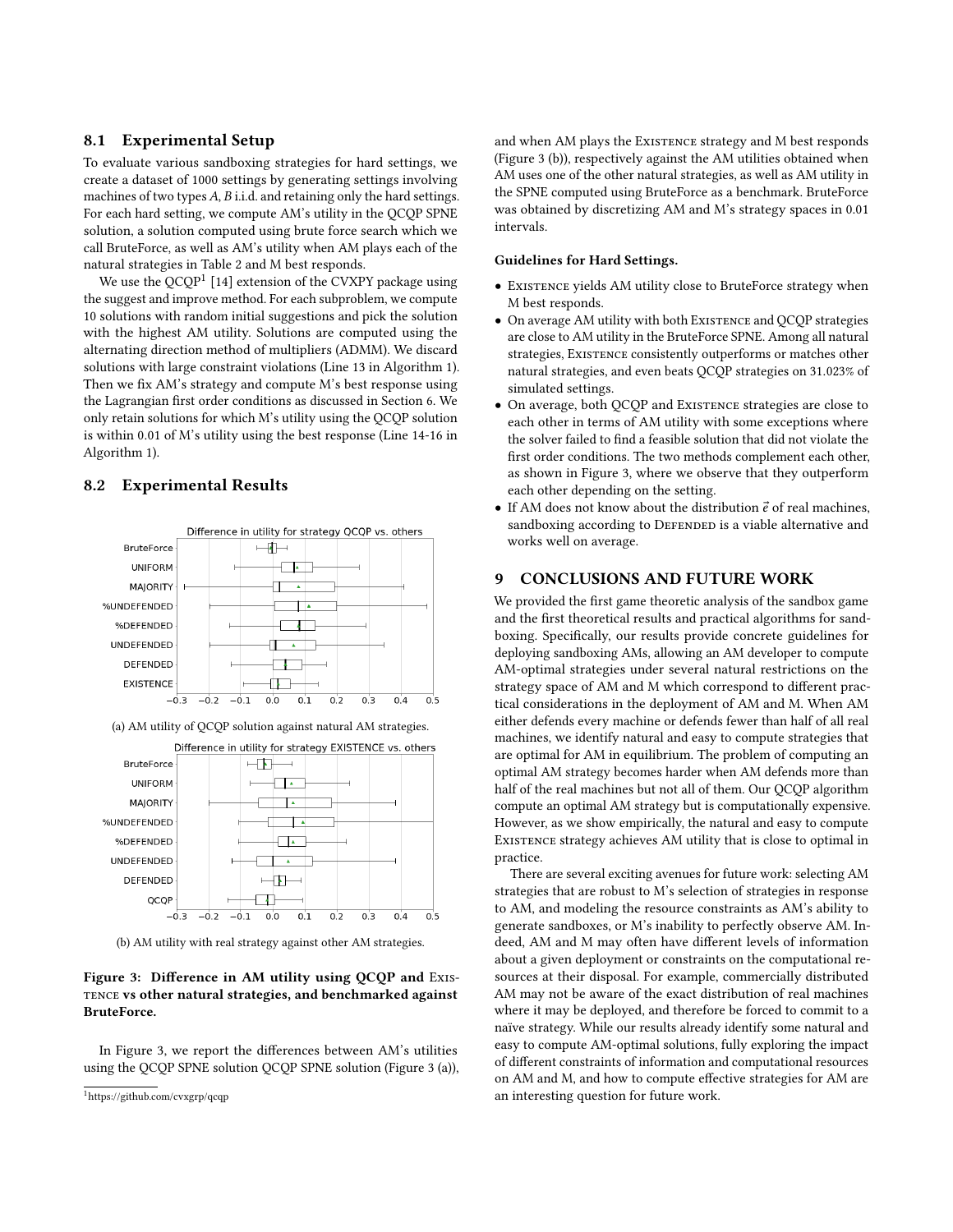## 8.1 Experimental Setup

To evaluate various sandboxing strategies for hard settings, we create a dataset of 1000 settings by generating settings involving machines of two types $A$, $B$ i.i.d. and retaining only the hard settings. For each hard setting, we compute AM's utility in the QCQP SPNE solution, a solution computed using brute force search which we call BruteForce, as well as AM's utility when AM plays each of the natural strategies in Table 2 and M best responds.

We use the QCQP[1] [14] extension of the CVXPY package using the suggest and improve method. For each subproblem, we compute 10 solutions with random initial suggestions and pick the solution with the highest AM utility. Solutions are computed using the alternating direction method of multipliers (ADMM). We discard solutions with large constraint violations (Line 13 in Algorithm 1). Then we fix AM's strategy and compute M's best response using the Lagrangian first order conditions as discussed in Section 6. We only retain solutions for which M's utility using the QCQP solution is within 0.01 of M's utility using the best response (Line 14-16 in Algorithm 1).

## 8.2 Experimental Results

Difference in utility for strategy QCQP vs. others

BruteForce
UNIFORM
MAJORITY
%UNDEFENDED
%DEFENDED
UNDEFENDED
DEFENDED
EXISTENCE

−0.3 −0.2 −0.1 0.0 0.1 0.2 0.3 0.4 0.5

(a) AM utility of QCQP solution against natural AM strategies.

Difference in utility for strategy EXISTENCE vs. others

BruteForce
UNIFORM
MAJORITY
%UNDEFENDED
%DEFENDED
UNDEFENDED
DEFENDED
QCQP

−0.3 −0.2 −0.1 0.0 0.1 0.2 0.3 0.4 0.5

(b) AM utility with real strategy against other AM strategies.

**Figure 3: Difference in AM utility using QCQP and Existence vs other natural strategies, and benchmarked against BruteForce.**

In Figure 3, we report the differences between AM's utilities using the QCQP SPNE solution QCQP SPNE solution (Figure 3 (a)), and when AM plays the Existence strategy and M best responds (Figure 3 (b)), respectively against the AM utilities obtained when AM uses one of the other natural strategies, as well as AM utility in the SPNE computed using BruteForce as a benchmark. BruteForce was obtained by discretizing AM and M's strategy spaces in 0.01 intervals.

**Guidelines for Hard Settings.**

- Existence yields AM utility close to BruteForce strategy when M best responds.
- On average AM utility with both Existence and QCQP strategies are close to AM utility in the BruteForce SPNE. Among all natural strategies, Existence consistently outperforms or matches other natural strategies, and even beats QCQP strategies on 31.023% of simulated settings.
- On average, both QCQP and Existence strategies are close to each other in terms of AM utility with some exceptions where the solver failed to find a feasible solution that did not violate the first order conditions. The two methods complement each other, as shown in Figure 3, where we observe that they outperform each other depending on the setting.
- If AM does not know about the distribution $\vec{e}$ of real machines, sandboxing according to Defended is a viable alternative and works well on average.

# 9 CONCLUSIONS AND FUTURE WORK

We provided the first game theoretic analysis of the sandbox game and the first theoretical results and practical algorithms for sandboxing. Specifically, our results provide concrete guidelines for deploying sandboxing AMs, allowing an AM developer to compute AM-optimal strategies under several natural restrictions on the strategy space of AM and M which correspond to different practical considerations in the deployment of AM and M. When AM either defends every machine or defends fewer than half of all real machines, we identify natural and easy to compute strategies that are optimal for AM in equilibrium. The problem of computing an optimal AM strategy becomes harder when AM defends more than half of the real machines but not all of them. Our QCQP algorithm compute an optimal AM strategy but is computationally expensive. However, as we show empirically, the natural and easy to compute Existence strategy achieves AM utility that is close to optimal in practice.

There are several exciting avenues for future work: selecting AM strategies that are robust to M's selection of strategies in response to AM, and modeling the resource constraints as AM's ability to generate sandboxes, or M's inability to perfectly observe AM. Indeed, AM and M may often have different levels of information about a given deployment or constraints on the computational resources at their disposal. For example, commercially distributed AM may not be aware of the exact distribution of real machines where it may be deployed, and therefore be forced to commit to a naïve strategy. While our results already identify some natural and easy to compute AM-optimal solutions, fully exploring the impact of different constraints of information and computational resources on AM and M, and how to compute effective strategies for AM are an interesting question for future work.

[1] https://github.com/cvxgrp/qcqp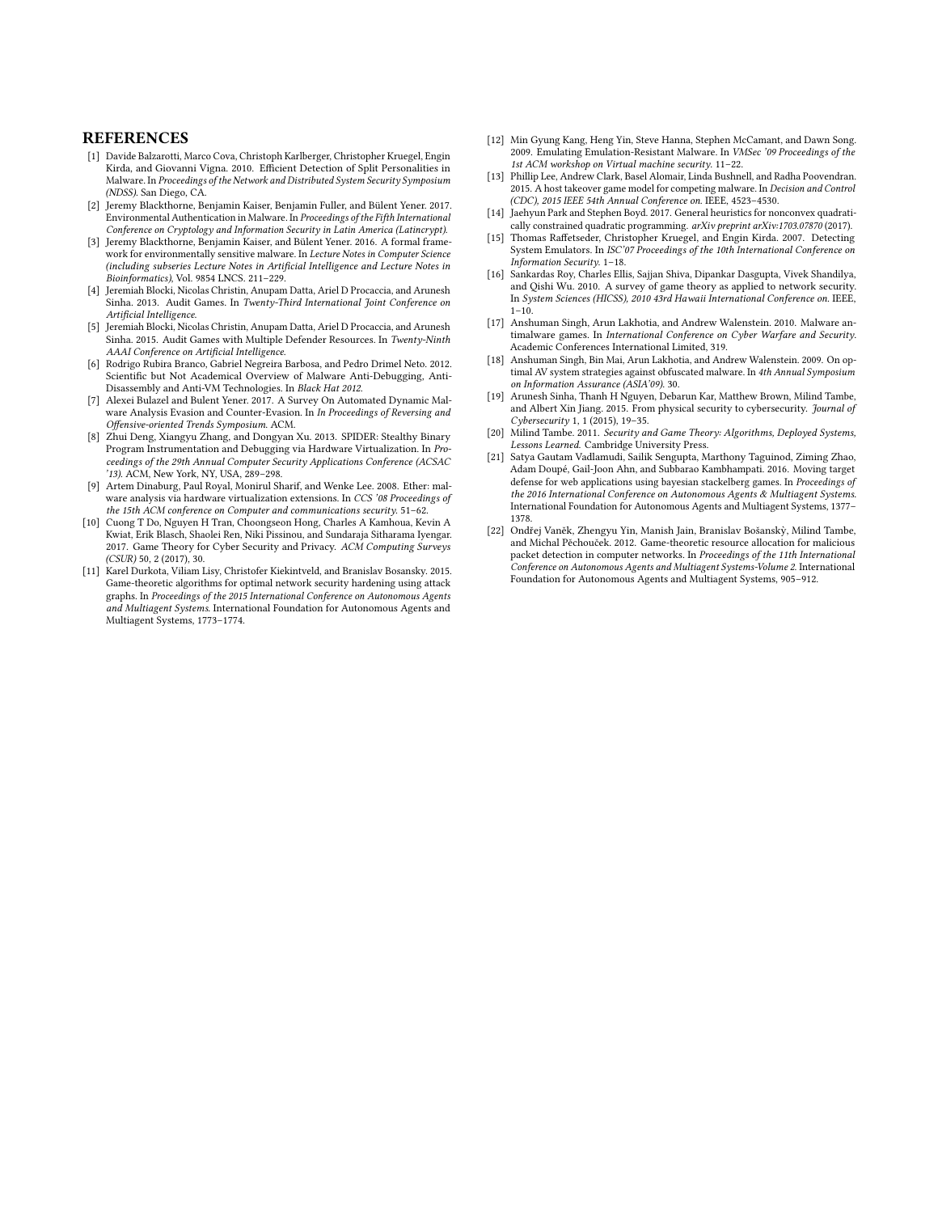## REFERENCES

[1] Davide Balzarotti, Marco Cova, Christoph Karlberger, Christopher Kruegel, Engin Kirda, and Giovanni Vigna. 2010. Efficient Detection of Split Personalities in Malware. In *Proceedings of the Network and Distributed System Security Symposium (NDSS)*. San Diego, CA.

[2] Jeremy Blackthorne, Benjamin Kaiser, Benjamin Fuller, and Bülent Yener. 2017. Environmental Authentication in Malware. In *Proceedings of the Fifth International Conference on Cryptology and Information Security in Latin America (Latincrypt)*.

[3] Jeremy Blackthorne, Benjamin Kaiser, and Bülent Yener. 2016. A formal framework for environmentally sensitive malware. In *Lecture Notes in Computer Science (including subseries Lecture Notes in Artificial Intelligence and Lecture Notes in Bioinformatics)*, Vol. 9854 LNCS. 211–229.

[4] Jeremiah Blocki, Nicolas Christin, Anupam Datta, Ariel D Procaccia, and Arunesh Sinha. 2013. Audit Games. In *Twenty-Third International Joint Conference on Artificial Intelligence*.

[5] Jeremiah Blocki, Nicolas Christin, Anupam Datta, Ariel D Procaccia, and Arunesh Sinha. 2015. Audit Games with Multiple Defender Resources. In *Twenty-Ninth AAAI Conference on Artificial Intelligence*.

[6] Rodrigo Rubira Branco, Gabriel Negreira Barbosa, and Pedro Drimel Neto. 2012. Scientific but Not Academical Overview of Malware Anti-Debugging, Anti-Disassembly and Anti-VM Technologies. In *Black Hat 2012*.

[7] Alexei Bulazel and Bulent Yener. 2017. A Survey On Automated Dynamic Malware Analysis Evasion and Counter-Evasion. In *In Proceedings of Reversing and Offensive-oriented Trends Symposium*. ACM.

[8] Zhui Deng, Xiangyu Zhang, and Dongyan Xu. 2013. SPIDER: Stealthy Binary Program Instrumentation and Debugging via Hardware Virtualization. In *Proceedings of the 29th Annual Computer Security Applications Conference (ACSAC '13)*. ACM, New York, NY, USA, 289–298.

[9] Artem Dinaburg, Paul Royal, Monirul Sharif, and Wenke Lee. 2008. Ether: malware analysis via hardware virtualization extensions. In *CCS '08 Proceedings of the 15th ACM conference on Computer and communications security*. 51–62.

[10] Cuong T Do, Nguyen H Tran, Choongseon Hong, Charles A Kamhoua, Kevin A Kwiat, Erik Blasch, Shaolei Ren, Niki Pissinou, and Sundaraja Sitharama Iyengar. 2017. Game Theory for Cyber Security and Privacy. *ACM Computing Surveys (CSUR)* 50, 2 (2017), 30.

[11] Karel Durkota, Viliam Lisy, Christofer Kiekintveld, and Branislav Bosansky. 2015. Game-theoretic algorithms for optimal network security hardening using attack graphs. In *Proceedings of the 2015 International Conference on Autonomous Agents and Multiagent Systems*. International Foundation for Autonomous Agents and Multiagent Systems, 1773–1774.

[12] Min Gyung Kang, Heng Yin, Steve Hanna, Stephen McCamant, and Dawn Song. 2009. Emulating Emulation-Resistant Malware. In *VMSec '09 Proceedings of the 1st ACM workshop on Virtual machine security*. 11–22.

[13] Phillip Lee, Andrew Clark, Basel Alomair, Linda Bushnell, and Radha Poovendran. 2015. A host takeover game model for competing malware. In *Decision and Control (CDC), 2015 IEEE 54th Annual Conference on*. IEEE, 4523–4530.

[14] Jaehyun Park and Stephen Boyd. 2017. General heuristics for nonconvex quadratically constrained quadratic programming. *arXiv preprint arXiv:1703.07870* (2017).

[15] Thomas Raffetseder, Christopher Kruegel, and Engin Kirda. 2007. Detecting System Emulators. In *ISC'07 Proceedings of the 10th International Conference on Information Security*. 1–18.

[16] Sankardas Roy, Charles Ellis, Sajjan Shiva, Dipankar Dasgupta, Vivek Shandilya, and Qishi Wu. 2010. A survey of game theory as applied to network security. In *System Sciences (HICSS), 2010 43rd Hawaii International Conference on*. IEEE, 1–10.

[17] Anshuman Singh, Arun Lakhotia, and Andrew Walenstein. 2010. Malware antimalware games. In *International Conference on Cyber Warfare and Security*. Academic Conferences International Limited, 319.

[18] Anshuman Singh, Bin Mai, Arun Lakhotia, and Andrew Walenstein. 2009. On optimal AV system strategies against obfuscated malware. In *4th Annual Symposium on Information Assurance (ASIA'09)*. 30.

[19] Arunesh Sinha, Thanh H Nguyen, Debarun Kar, Matthew Brown, Milind Tambe, and Albert Xin Jiang. 2015. From physical security to cybersecurity. *Journal of Cybersecurity* 1, 1 (2015), 19–35.

[20] Milind Tambe. 2011. *Security and Game Theory: Algorithms, Deployed Systems, Lessons Learned.* Cambridge University Press.

[21] Satya Gautam Vadlamudi, Sailik Sengupta, Marthony Taguinod, Ziming Zhao, Adam Doupé, Gail-Joon Ahn, and Subbarao Kambhampati. 2016. Moving target defense for web applications using bayesian stackelberg games. In *Proceedings of the 2016 International Conference on Autonomous Agents & Multiagent Systems*. International Foundation for Autonomous Agents and Multiagent Systems, 1377–1378.

[22] Ondřej Vaněk, Zhengyu Yin, Manish Jain, Branislav Bošanský, Milind Tambe, and Michal Pěchouček. 2012. Game-theoretic resource allocation for malicious packet detection in computer networks. In *Proceedings of the 11th International Conference on Autonomous Agents and Multiagent Systems-Volume 2*. International Foundation for Autonomous Agents and Multiagent Systems, 905–912.